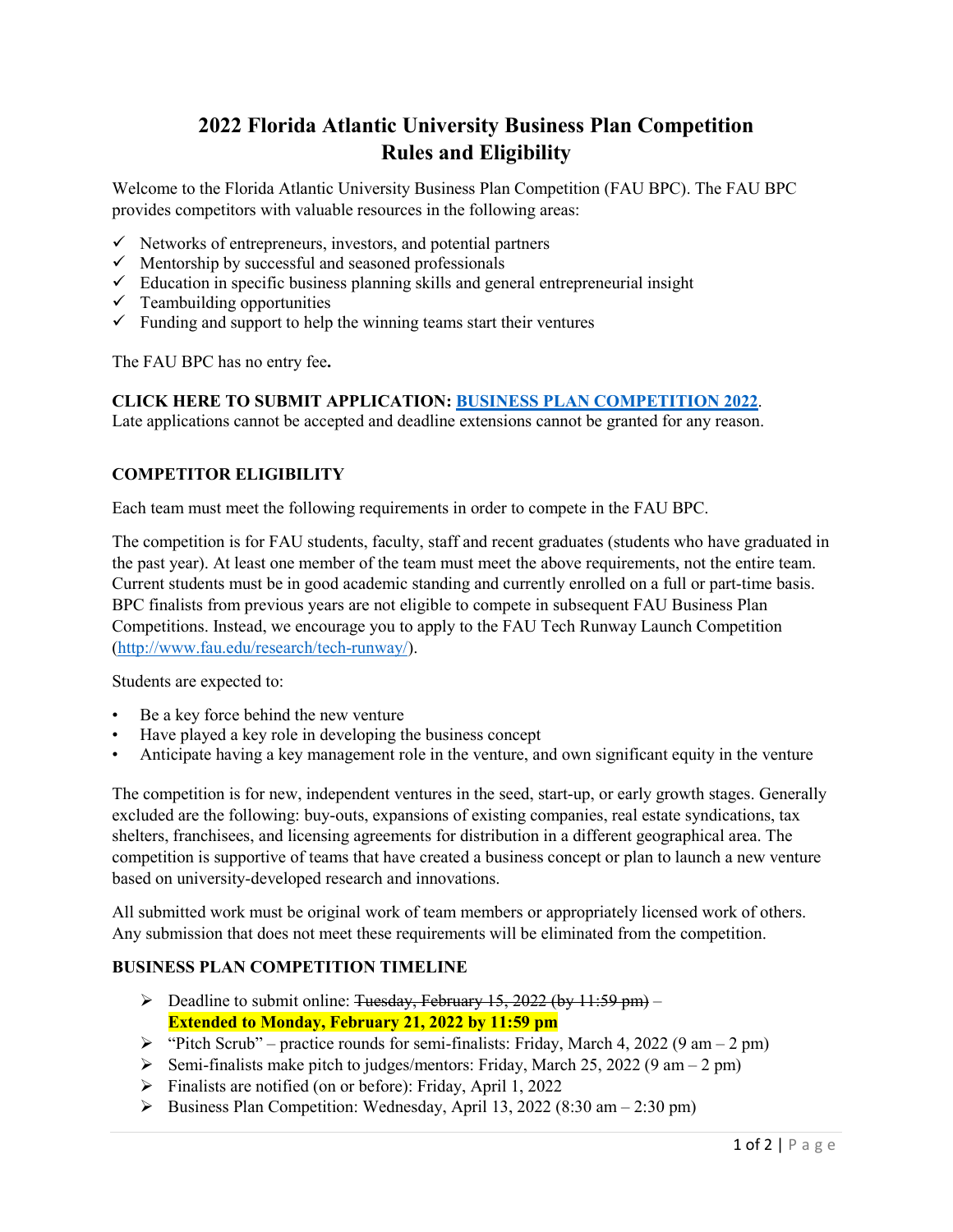# 2022 Florida Atlantic University Business Plan Competition Rules and Eligibility

Welcome to the Florida Atlantic University Business Plan Competition (FAU BPC). The FAU BPC provides competitors with valuable resources in the following areas:

- ✓ Networks of entrepreneurs, investors, and potential partners
- ✓ Mentorship by successful and seasoned professionals
- ✓ Education in specific business planning skills and general entrepreneurial insight
- ✓ Teambuilding opportunities
- ✓ Funding and support to help the winning teams start their ventures

The FAU BPC has no entry fee**.**

**CLICK HERE TO SUBMIT APPLICATION: [BUSINESS PLAN COMPETITION 2022](#).**
Late applications cannot be accepted and deadline extensions cannot be granted for any reason.

### COMPETITOR ELIGIBILITY

Each team must meet the following requirements in order to compete in the FAU BPC.

The competition is for FAU students, faculty, staff and recent graduates (students who have graduated in the past year). At least one member of the team must meet the above requirements, not the entire team. Current students must be in good academic standing and currently enrolled on a full or part-time basis. BPC finalists from previous years are not eligible to compete in subsequent FAU Business Plan Competitions. Instead, we encourage you to apply to the FAU Tech Runway Launch Competition (http://www.fau.edu/research/tech-runway/).

Students are expected to:

- Be a key force behind the new venture
- Have played a key role in developing the business concept
- Anticipate having a key management role in the venture, and own significant equity in the venture

The competition is for new, independent ventures in the seed, start-up, or early growth stages. Generally excluded are the following: buy-outs, expansions of existing companies, real estate syndications, tax shelters, franchisees, and licensing agreements for distribution in a different geographical area. The competition is supportive of teams that have created a business concept or plan to launch a new venture based on university-developed research and innovations.

All submitted work must be original work of team members or appropriately licensed work of others. Any submission that does not meet these requirements will be eliminated from the competition.

### BUSINESS PLAN COMPETITION TIMELINE

- Deadline to submit online: ~~Tuesday, February 15, 2022 (by 11:59 pm)~~ – **Extended to Monday, February 21, 2022 by 11:59 pm**
- "Pitch Scrub" – practice rounds for semi-finalists: Friday, March 4, 2022 (9 am – 2 pm)
- Semi-finalists make pitch to judges/mentors: Friday, March 25, 2022 (9 am – 2 pm)
- Finalists are notified (on or before): Friday, April 1, 2022
- Business Plan Competition: Wednesday, April 13, 2022 (8:30 am – 2:30 pm)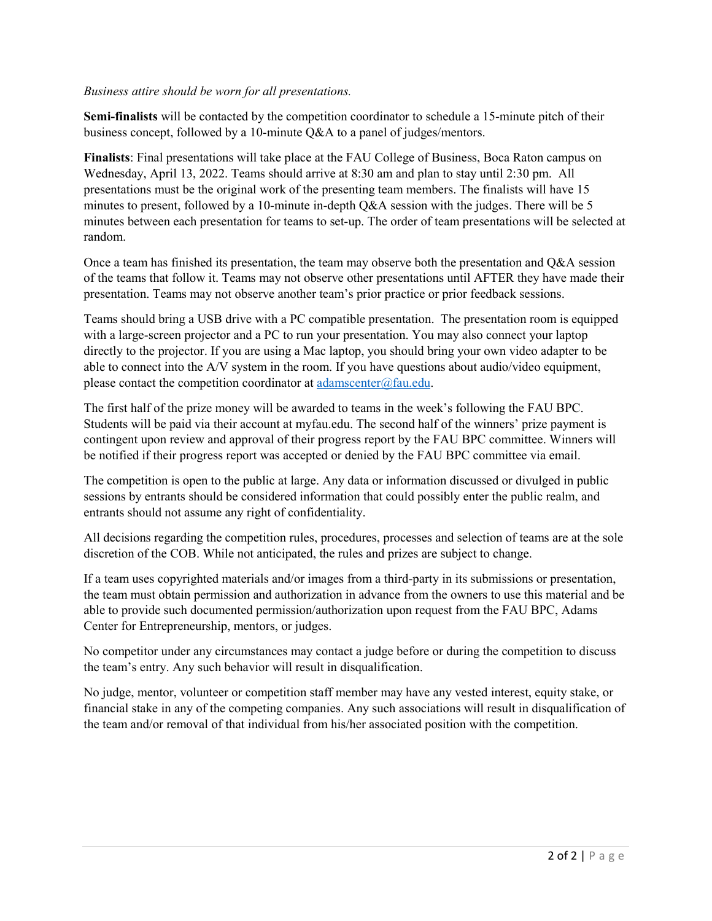*Business attire should be worn for all presentations.*

**Semi-finalists** will be contacted by the competition coordinator to schedule a 15-minute pitch of their business concept, followed by a 10-minute Q&A to a panel of judges/mentors.

**Finalists**: Final presentations will take place at the FAU College of Business, Boca Raton campus on Wednesday, April 13, 2022. Teams should arrive at 8:30 am and plan to stay until 2:30 pm. All presentations must be the original work of the presenting team members. The finalists will have 15 minutes to present, followed by a 10-minute in-depth Q&A session with the judges. There will be 5 minutes between each presentation for teams to set-up. The order of team presentations will be selected at random.

Once a team has finished its presentation, the team may observe both the presentation and Q&A session of the teams that follow it. Teams may not observe other presentations until AFTER they have made their presentation. Teams may not observe another team's prior practice or prior feedback sessions.

Teams should bring a USB drive with a PC compatible presentation. The presentation room is equipped with a large-screen projector and a PC to run your presentation. You may also connect your laptop directly to the projector. If you are using a Mac laptop, you should bring your own video adapter to be able to connect into the A/V system in the room. If you have questions about audio/video equipment, please contact the competition coordinator at adamscenter@fau.edu.

The first half of the prize money will be awarded to teams in the week's following the FAU BPC. Students will be paid via their account at myfau.edu. The second half of the winners' prize payment is contingent upon review and approval of their progress report by the FAU BPC committee. Winners will be notified if their progress report was accepted or denied by the FAU BPC committee via email.

The competition is open to the public at large. Any data or information discussed or divulged in public sessions by entrants should be considered information that could possibly enter the public realm, and entrants should not assume any right of confidentiality.

All decisions regarding the competition rules, procedures, processes and selection of teams are at the sole discretion of the COB. While not anticipated, the rules and prizes are subject to change.

If a team uses copyrighted materials and/or images from a third-party in its submissions or presentation, the team must obtain permission and authorization in advance from the owners to use this material and be able to provide such documented permission/authorization upon request from the FAU BPC, Adams Center for Entrepreneurship, mentors, or judges.

No competitor under any circumstances may contact a judge before or during the competition to discuss the team's entry. Any such behavior will result in disqualification.

No judge, mentor, volunteer or competition staff member may have any vested interest, equity stake, or financial stake in any of the competing companies. Any such associations will result in disqualification of the team and/or removal of that individual from his/her associated position with the competition.